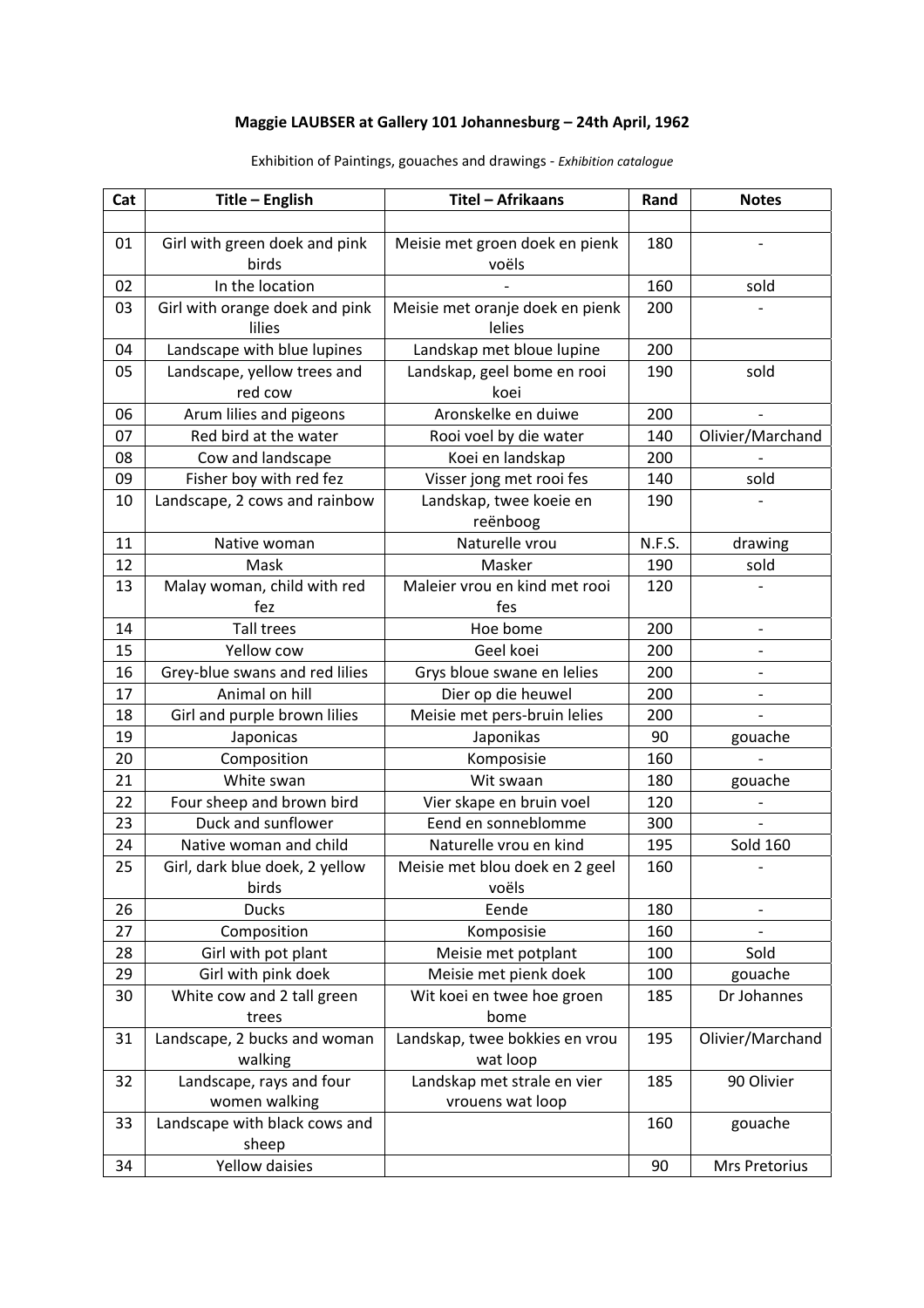**Maggie LAUBSER at Gallery 101 Johannesburg – 24th April, 1962**

Exhibition of Paintings, gouaches and drawings - *Exhibition catalogue*

| Cat | Title – English | Titel – Afrikaans | Rand | Notes |
|---|---|---|---|---|
| | | | | |
| 01 | Girl with green doek and pink birds | Meisie met groen doek en pienk voëls | 180 | - |
| 02 | In the location | - | 160 | sold |
| 03 | Girl with orange doek and pink lilies | Meisie met oranje doek en pienk lelies | 200 | - |
| 04 | Landscape with blue lupines | Landskap met bloue lupine | 200 | |
| 05 | Landscape, yellow trees and red cow | Landskap, geel bome en rooi koei | 190 | sold |
| 06 | Arum lilies and pigeons | Aronskelke en duiwe | 200 | - |
| 07 | Red bird at the water | Rooi voel by die water | 140 | Olivier/Marchand |
| 08 | Cow and landscape | Koei en landskap | 200 | - |
| 09 | Fisher boy with red fez | Visser jong met rooi fes | 140 | sold |
| 10 | Landscape, 2 cows and rainbow | Landskap, twee koeie en reënboog | 190 | - |
| 11 | Native woman | Naturelle vrou | N.F.S. | drawing |
| 12 | Mask | Masker | 190 | sold |
| 13 | Malay woman, child with red fez | Maleier vrou en kind met rooi fes | 120 | - |
| 14 | Tall trees | Hoe bome | 200 | - |
| 15 | Yellow cow | Geel koei | 200 | - |
| 16 | Grey-blue swans and red lilies | Grys bloue swane en lelies | 200 | - |
| 17 | Animal on hill | Dier op die heuwel | 200 | - |
| 18 | Girl and purple brown lilies | Meisie met pers-bruin lelies | 200 | - |
| 19 | Japonicas | Japonikas | 90 | gouache |
| 20 | Composition | Komposisie | 160 | - |
| 21 | White swan | Wit swaan | 180 | gouache |
| 22 | Four sheep and brown bird | Vier skape en bruin voel | 120 | - |
| 23 | Duck and sunflower | Eend en sonneblomme | 300 | - |
| 24 | Native woman and child | Naturelle vrou en kind | 195 | Sold 160 |
| 25 | Girl, dark blue doek, 2 yellow birds | Meisie met blou doek en 2 geel voëls | 160 | - |
| 26 | Ducks | Eende | 180 | - |
| 27 | Composition | Komposisie | 160 | - |
| 28 | Girl with pot plant | Meisie met potplant | 100 | Sold |
| 29 | Girl with pink doek | Meisie met pienk doek | 100 | gouache |
| 30 | White cow and 2 tall green trees | Wit koei en twee hoe groen bome | 185 | Dr Johannes |
| 31 | Landscape, 2 bucks and woman walking | Landskap, twee bokkies en vrou wat loop | 195 | Olivier/Marchand |
| 32 | Landscape, rays and four women walking | Landskap met strale en vier vrouens wat loop | 185 | 90 Olivier |
| 33 | Landscape with black cows and sheep | | 160 | gouache |
| 34 | Yellow daisies | | 90 | Mrs Pretorius |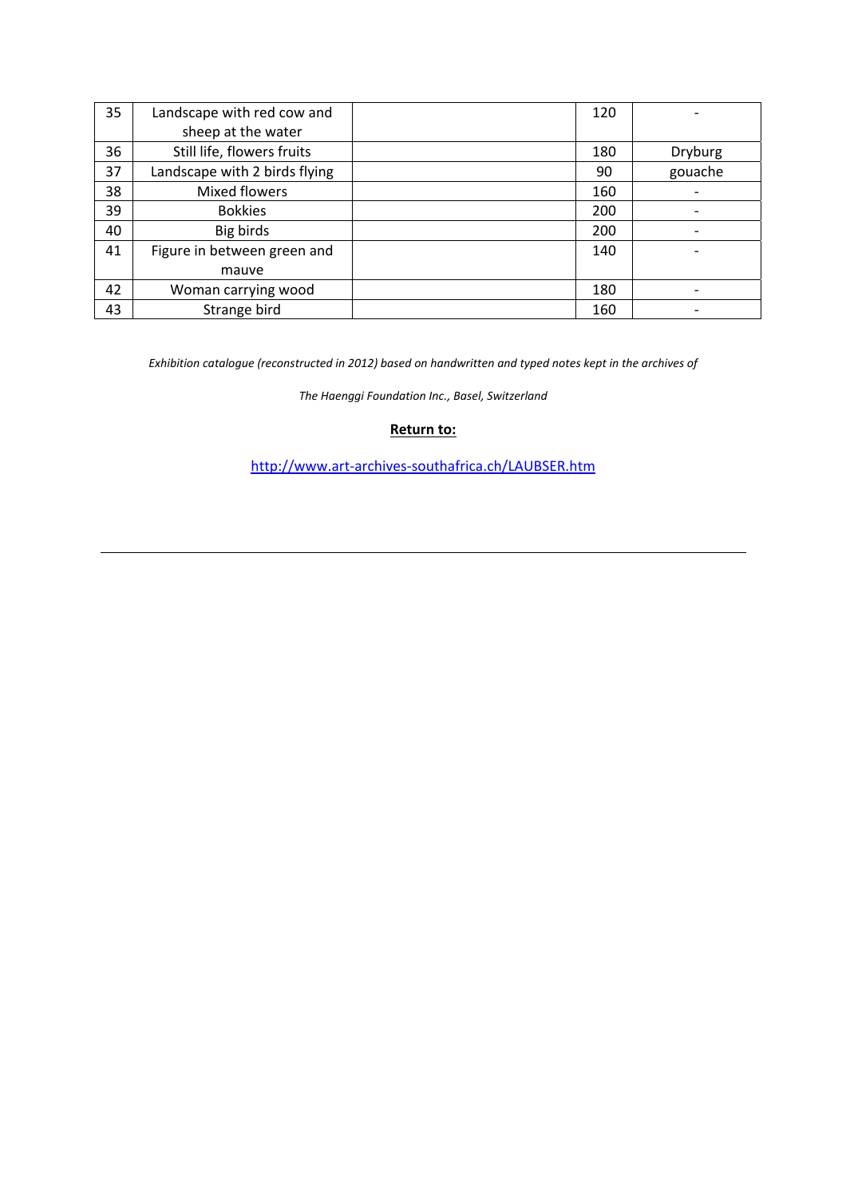| | | | | |
|---|---|---|---|---|
| 35 | Landscape with red cow and sheep at the water | | 120 | - |
| 36 | Still life, flowers fruits | | 180 | Dryburg |
| 37 | Landscape with 2 birds flying | | 90 | gouache |
| 38 | Mixed flowers | | 160 | - |
| 39 | Bokkies | | 200 | - |
| 40 | Big birds | | 200 | - |
| 41 | Figure in between green and mauve | | 140 | - |
| 42 | Woman carrying wood | | 180 | - |
| 43 | Strange bird | | 160 | - |

*Exhibition catalogue (reconstructed in 2012) based on handwritten and typed notes kept in the archives of*

*The Haenggi Foundation Inc., Basel, Switzerland*

**Return to:**

http://www.art-archives-southafrica.ch/LAUBSER.htm